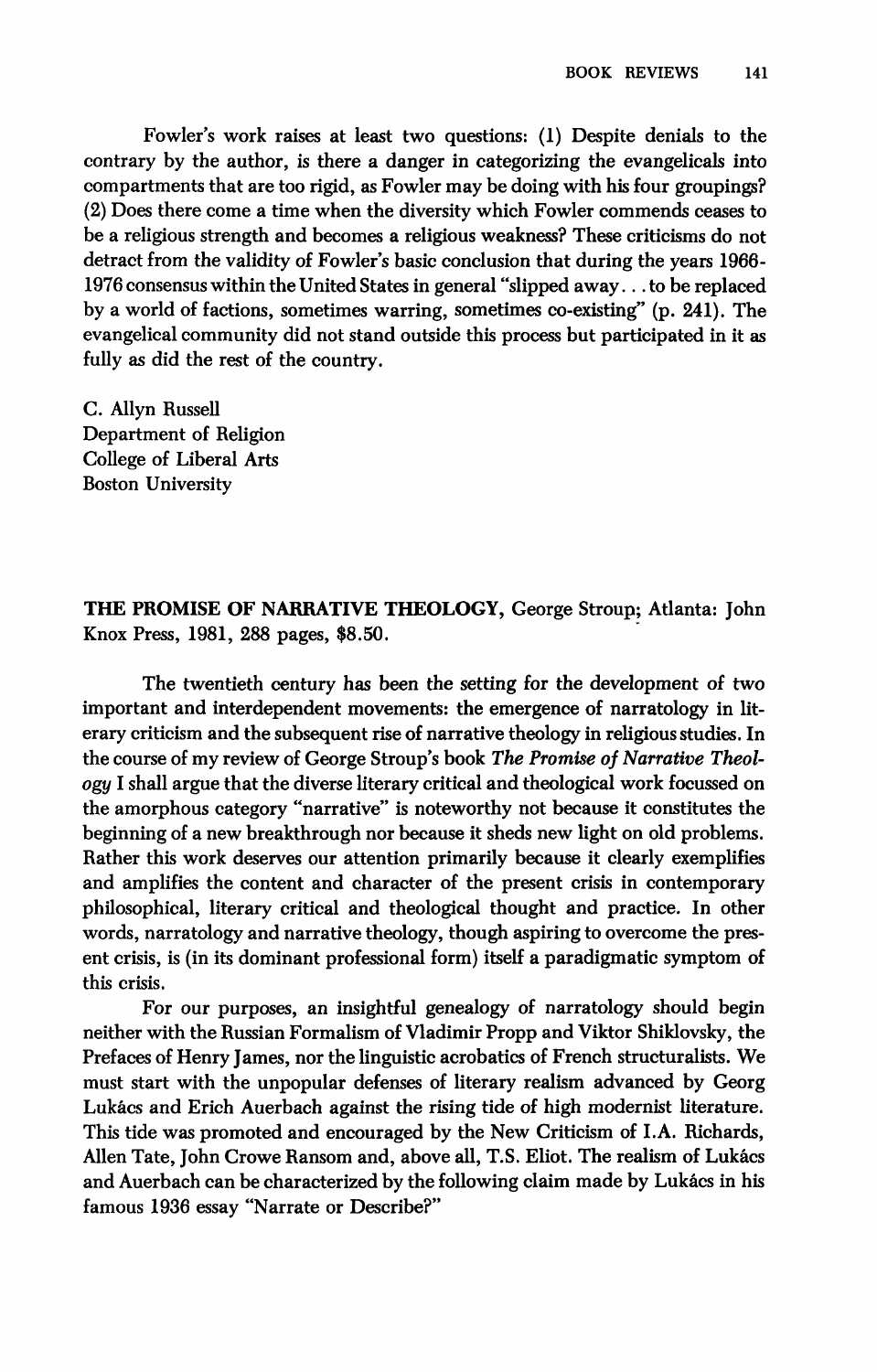Fowler's work raises at least two questions: (1) Despite denials to the contrary by the author, is there a danger in categorizing the evangelicals into compartments that are too rigid, as Fowler may be doing with his four groupings? (2) Does there come a time when the diversity which Fowler commends ceases to be a religious strength and becomes a religious weakness? These criticisms do not detract from the validity of Fowler's basic conclusion that during the years 1966-1976 consensus within the United States in general "slipped away . . . to be replaced by a world of factions, sometimes warring, sometimes co-existing" (p. 241). The evangelical community did not stand outside this process but participated in it as fully as did the rest of the country.

C. Allyn Russell
Department of Religion
College of Liberal Arts
Boston University

**THE PROMISE OF NARRATIVE THEOLOGY,** George Stroup; Atlanta: John Knox Press, 1981, 288 pages, $8.50.

The twentieth century has been the setting for the development of two important and interdependent movements: the emergence of narratology in literary criticism and the subsequent rise of narrative theology in religious studies. In the course of my review of George Stroup's book *The Promise of Narrative Theology* I shall argue that the diverse literary critical and theological work focussed on the amorphous category "narrative" is noteworthy not because it constitutes the beginning of a new breakthrough nor because it sheds new light on old problems. Rather this work deserves our attention primarily because it clearly exemplifies and amplifies the content and character of the present crisis in contemporary philosophical, literary critical and theological thought and practice. In other words, narratology and narrative theology, though aspiring to overcome the present crisis, is (in its dominant professional form) itself a paradigmatic symptom of this crisis.

For our purposes, an insightful genealogy of narratology should begin neither with the Russian Formalism of Vladimir Propp and Viktor Shiklovsky, the Prefaces of Henry James, nor the linguistic acrobatics of French structuralists. We must start with the unpopular defenses of literary realism advanced by Georg Lukács and Erich Auerbach against the rising tide of high modernist literature. This tide was promoted and encouraged by the New Criticism of I.A. Richards, Allen Tate, John Crowe Ransom and, above all, T.S. Eliot. The realism of Lukács and Auerbach can be characterized by the following claim made by Lukács in his famous 1936 essay "Narrate or Describe?"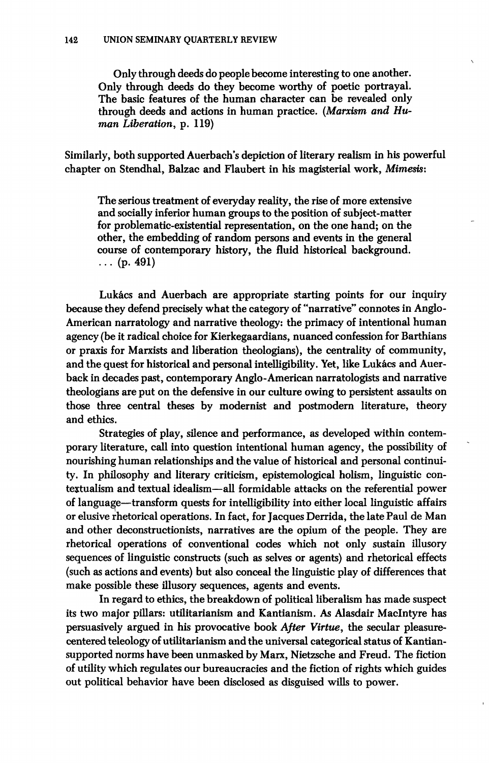> Only through deeds do people become interesting to one another. Only through deeds do they become worthy of poetic portrayal. The basic features of the human character can be revealed only through deeds and actions in human practice. (*Marxism and Human Liberation*, p. 119)

Similarly, both supported Auerbach's depiction of literary realism in his powerful chapter on Stendhal, Balzac and Flaubert in his magisterial work, *Mimesis*:

> The serious treatment of everyday reality, the rise of more extensive and socially inferior human groups to the position of subject-matter for problematic-existential representation, on the one hand; on the other, the embedding of random persons and events in the general course of contemporary history, the fluid historical background. . . . (p. 491)

Lukács and Auerbach are appropriate starting points for our inquiry because they defend precisely what the category of "narrative" connotes in Anglo-American narratology and narrative theology: the primacy of intentional human agency (be it radical choice for Kierkegaardians, nuanced confession for Barthians or praxis for Marxists and liberation theologians), the centrality of community, and the quest for historical and personal intelligibility. Yet, like Lukács and Auerback in decades past, contemporary Anglo-American narratologists and narrative theologians are put on the defensive in our culture owing to persistent assaults on those three central theses by modernist and postmodern literature, theory and ethics.

Strategies of play, silence and performance, as developed within contemporary literature, call into question intentional human agency, the possibility of nourishing human relationships and the value of historical and personal continuity. In philosophy and literary criticism, epistemological holism, linguistic contextualism and textual idealism—all formidable attacks on the referential power of language—transform quests for intelligibility into either local linguistic affairs or elusive rhetorical operations. In fact, for Jacques Derrida, the late Paul de Man and other deconstructionists, narratives are the opium of the people. They are rhetorical operations of conventional codes which not only sustain illusory sequences of linguistic constructs (such as selves or agents) and rhetorical effects (such as actions and events) but also conceal the linguistic play of differences that make possible these illusory sequences, agents and events.

In regard to ethics, the breakdown of political liberalism has made suspect its two major pillars: utilitarianism and Kantianism. As Alasdair MacIntyre has persuasively argued in his provocative book *After Virtue*, the secular pleasure-centered teleology of utilitarianism and the universal categorical status of Kantian-supported norms have been unmasked by Marx, Nietzsche and Freud. The fiction of utility which regulates our bureaucracies and the fiction of rights which guides out political behavior have been disclosed as disguised wills to power.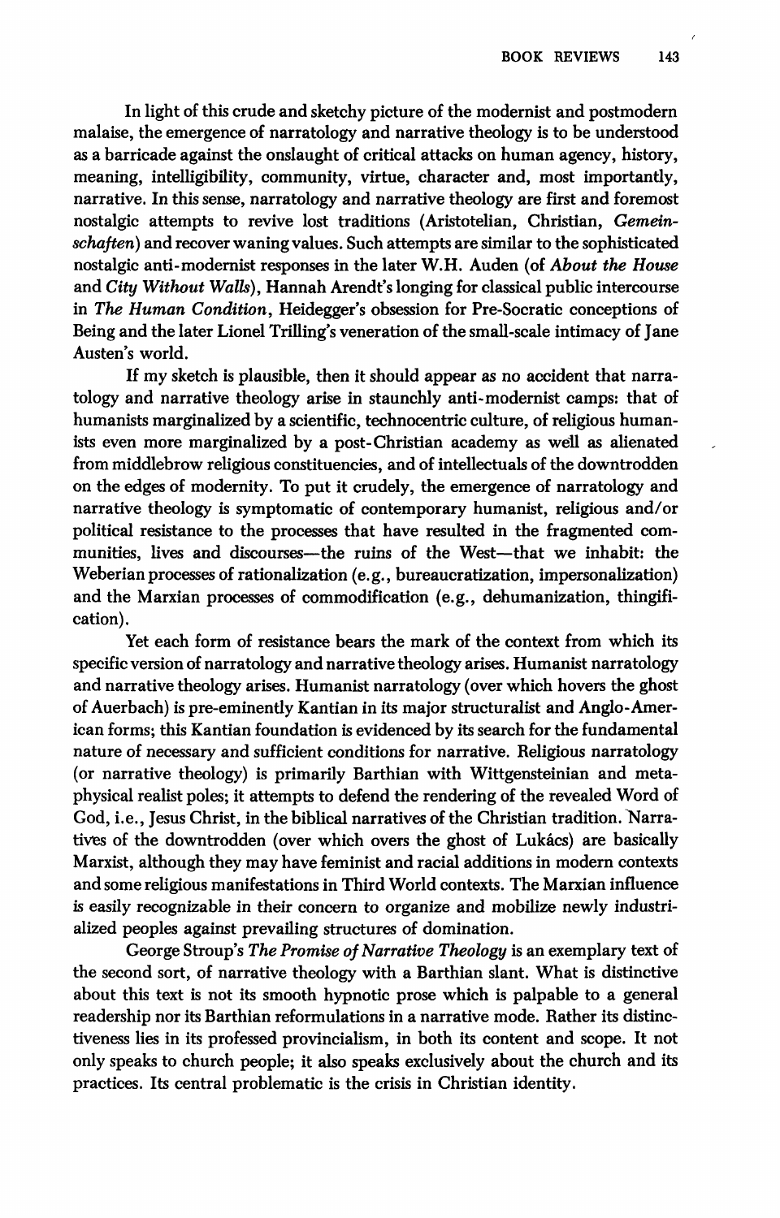In light of this crude and sketchy picture of the modernist and postmodern malaise, the emergence of narratology and narrative theology is to be understood as a barricade against the onslaught of critical attacks on human agency, history, meaning, intelligibility, community, virtue, character and, most importantly, narrative. In this sense, narratology and narrative theology are first and foremost nostalgic attempts to revive lost traditions (Aristotelian, Christian, *Gemeinschaften*) and recover waning values. Such attempts are similar to the sophisticated nostalgic anti-modernist responses in the later W.H. Auden (of *About the House* and *City Without Walls*), Hannah Arendt's longing for classical public intercourse in *The Human Condition*, Heidegger's obsession for Pre-Socratic conceptions of Being and the later Lionel Trilling's veneration of the small-scale intimacy of Jane Austen's world.

If my sketch is plausible, then it should appear as no accident that narratology and narrative theology arise in staunchly anti-modernist camps: that of humanists marginalized by a scientific, technocentric culture, of religious humanists even more marginalized by a post-Christian academy as well as alienated from middlebrow religious constituencies, and of intellectuals of the downtrodden on the edges of modernity. To put it crudely, the emergence of narratology and narrative theology is symptomatic of contemporary humanist, religious and/or political resistance to the processes that have resulted in the fragmented communities, lives and discourses—the ruins of the West—that we inhabit: the Weberian processes of rationalization (e.g., bureaucratization, impersonalization) and the Marxian processes of commodification (e.g., dehumanization, thingification).

Yet each form of resistance bears the mark of the context from which its specific version of narratology and narrative theology arises. Humanist narratology and narrative theology arises. Humanist narratology (over which hovers the ghost of Auerbach) is pre-eminently Kantian in its major structuralist and Anglo-American forms; this Kantian foundation is evidenced by its search for the fundamental nature of necessary and sufficient conditions for narrative. Religious narratology (or narrative theology) is primarily Barthian with Wittgensteinian and metaphysical realist poles; it attempts to defend the rendering of the revealed Word of God, i.e., Jesus Christ, in the biblical narratives of the Christian tradition. Narratives of the downtrodden (over which overs the ghost of Lukács) are basically Marxist, although they may have feminist and racial additions in modern contexts and some religious manifestations in Third World contexts. The Marxian influence is easily recognizable in their concern to organize and mobilize newly industrialized peoples against prevailing structures of domination.

George Stroup's *The Promise of Narrative Theology* is an exemplary text of the second sort, of narrative theology with a Barthian slant. What is distinctive about this text is not its smooth hypnotic prose which is palpable to a general readership nor its Barthian reformulations in a narrative mode. Rather its distinctiveness lies in its professed provincialism, in both its content and scope. It not only speaks to church people; it also speaks exclusively about the church and its practices. Its central problematic is the crisis in Christian identity.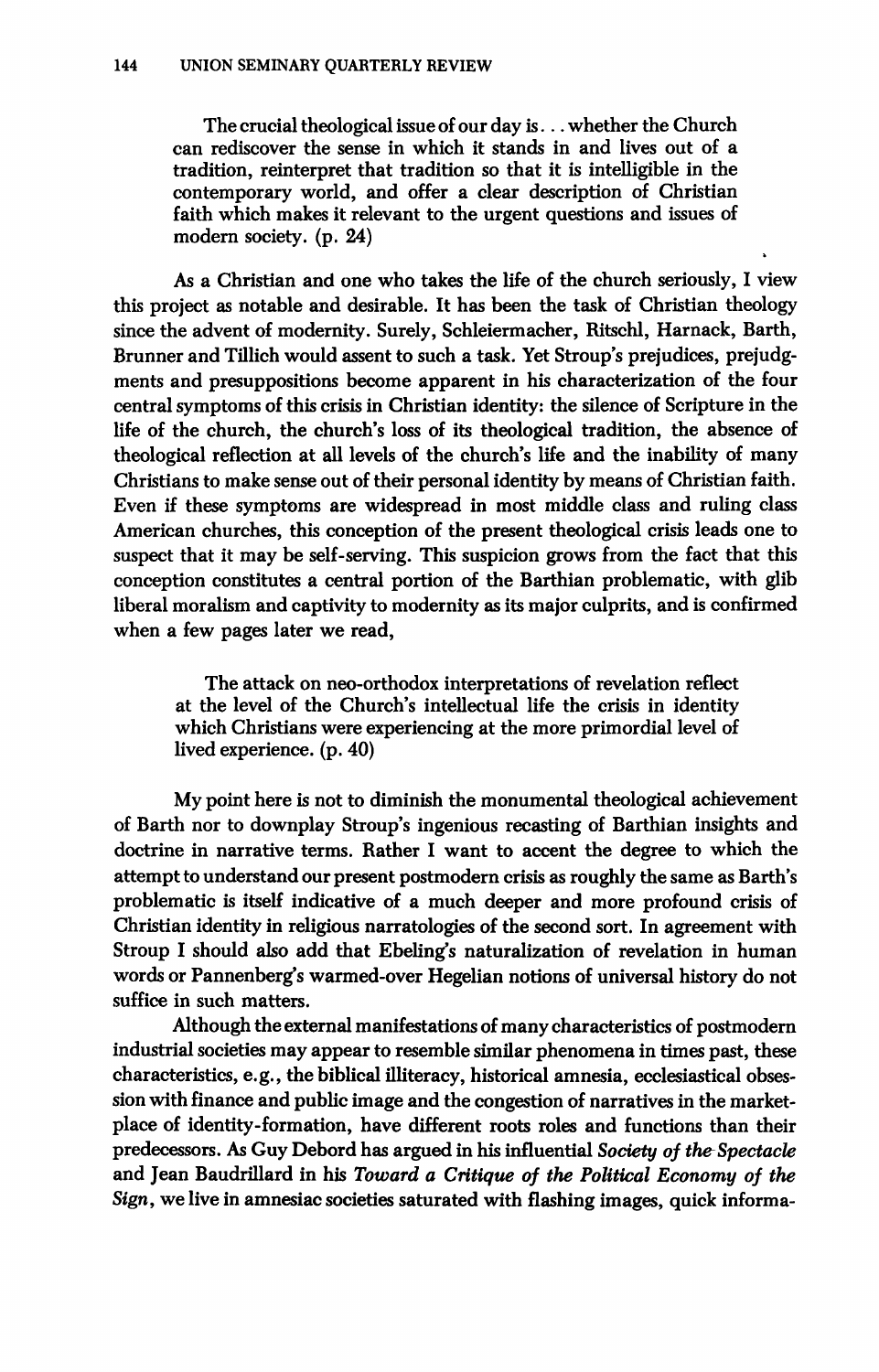> The crucial theological issue of our day is . . . whether the Church can rediscover the sense in which it stands in and lives out of a tradition, reinterpret that tradition so that it is intelligible in the contemporary world, and offer a clear description of Christian faith which makes it relevant to the urgent questions and issues of modern society. (p. 24)

As a Christian and one who takes the life of the church seriously, I view this project as notable and desirable. It has been the task of Christian theology since the advent of modernity. Surely, Schleiermacher, Ritschl, Harnack, Barth, Brunner and Tillich would assent to such a task. Yet Stroup's prejudices, prejudgments and presuppositions become apparent in his characterization of the four central symptoms of this crisis in Christian identity: the silence of Scripture in the life of the church, the church's loss of its theological tradition, the absence of theological reflection at all levels of the church's life and the inability of many Christians to make sense out of their personal identity by means of Christian faith. Even if these symptoms are widespread in most middle class and ruling class American churches, this conception of the present theological crisis leads one to suspect that it may be self-serving. This suspicion grows from the fact that this conception constitutes a central portion of the Barthian problematic, with glib liberal moralism and captivity to modernity as its major culprits, and is confirmed when a few pages later we read,

> The attack on neo-orthodox interpretations of revelation reflect at the level of the Church's intellectual life the crisis in identity which Christians were experiencing at the more primordial level of lived experience. (p. 40)

My point here is not to diminish the monumental theological achievement of Barth nor to downplay Stroup's ingenious recasting of Barthian insights and doctrine in narrative terms. Rather I want to accent the degree to which the attempt to understand our present postmodern crisis as roughly the same as Barth's problematic is itself indicative of a much deeper and more profound crisis of Christian identity in religious narratologies of the second sort. In agreement with Stroup I should also add that Ebeling's naturalization of revelation in human words or Pannenberg's warmed-over Hegelian notions of universal history do not suffice in such matters.

Although the external manifestations of many characteristics of postmodern industrial societies may appear to resemble similar phenomena in times past, these characteristics, e.g., the biblical illiteracy, historical amnesia, ecclesiastical obsession with finance and public image and the congestion of narratives in the marketplace of identity-formation, have different roots roles and functions than their predecessors. As Guy Debord has argued in his influential *Society of the Spectacle* and Jean Baudrillard in his *Toward a Critique of the Political Economy of the Sign*, we live in amnesiac societies saturated with flashing images, quick informa-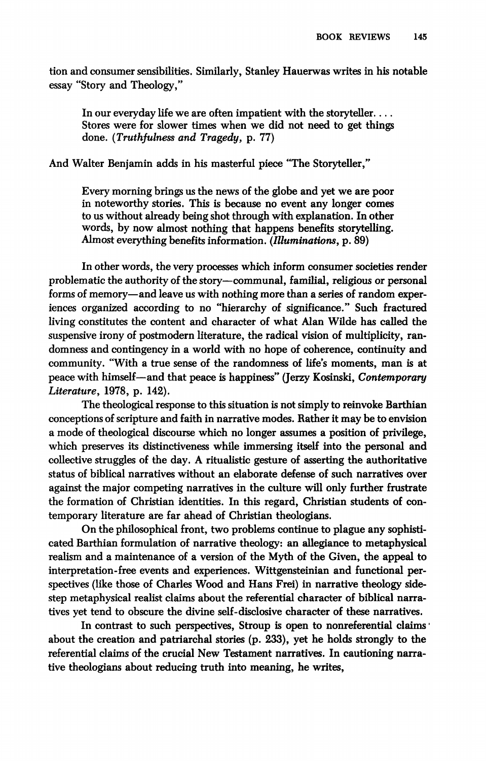tion and consumer sensibilities. Similarly, Stanley Hauerwas writes in his notable essay "Story and Theology,"

> In our everyday life we are often impatient with the storyteller. . . . Stores were for slower times when we did not need to get things done. (*Truthfulness and Tragedy*, p. 77)

And Walter Benjamin adds in his masterful piece "The Storyteller,"

> Every morning brings us the news of the globe and yet we are poor in noteworthy stories. This is because no event any longer comes to us without already being shot through with explanation. In other words, by now almost nothing that happens benefits storytelling. Almost everything benefits information. (*Illuminations*, p. 89)

In other words, the very processes which inform consumer societies render problematic the authority of the story—communal, familial, religious or personal forms of memory—and leave us with nothing more than a series of random experiences organized according to no "hierarchy of significance." Such fractured living constitutes the content and character of what Alan Wilde has called the suspensive irony of postmodern literature, the radical vision of multiplicity, randomness and contingency in a world with no hope of coherence, continuity and community. "With a true sense of the randomness of life's moments, man is at peace with himself—and that peace is happiness" (Jerzy Kosinski, *Contemporary Literature*, 1978, p. 142).

The theological response to this situation is not simply to reinvoke Barthian conceptions of scripture and faith in narrative modes. Rather it may be to envision a mode of theological discourse which no longer assumes a position of privilege, which preserves its distinctiveness while immersing itself into the personal and collective struggles of the day. A ritualistic gesture of asserting the authoritative status of biblical narratives without an elaborate defense of such narratives over against the major competing narratives in the culture will only further frustrate the formation of Christian identities. In this regard, Christian students of contemporary literature are far ahead of Christian theologians.

On the philosophical front, two problems continue to plague any sophisticated Barthian formulation of narrative theology: an allegiance to metaphysical realism and a maintenance of a version of the Myth of the Given, the appeal to interpretation-free events and experiences. Wittgensteinian and functional perspectives (like those of Charles Wood and Hans Frei) in narrative theology sidestep metaphysical realist claims about the referential character of biblical narratives yet tend to obscure the divine self-disclosive character of these narratives.

In contrast to such perspectives, Stroup is open to nonreferential claims about the creation and patriarchal stories (p. 233), yet he holds strongly to the referential claims of the crucial New Testament narratives. In cautioning narrative theologians about reducing truth into meaning, he writes,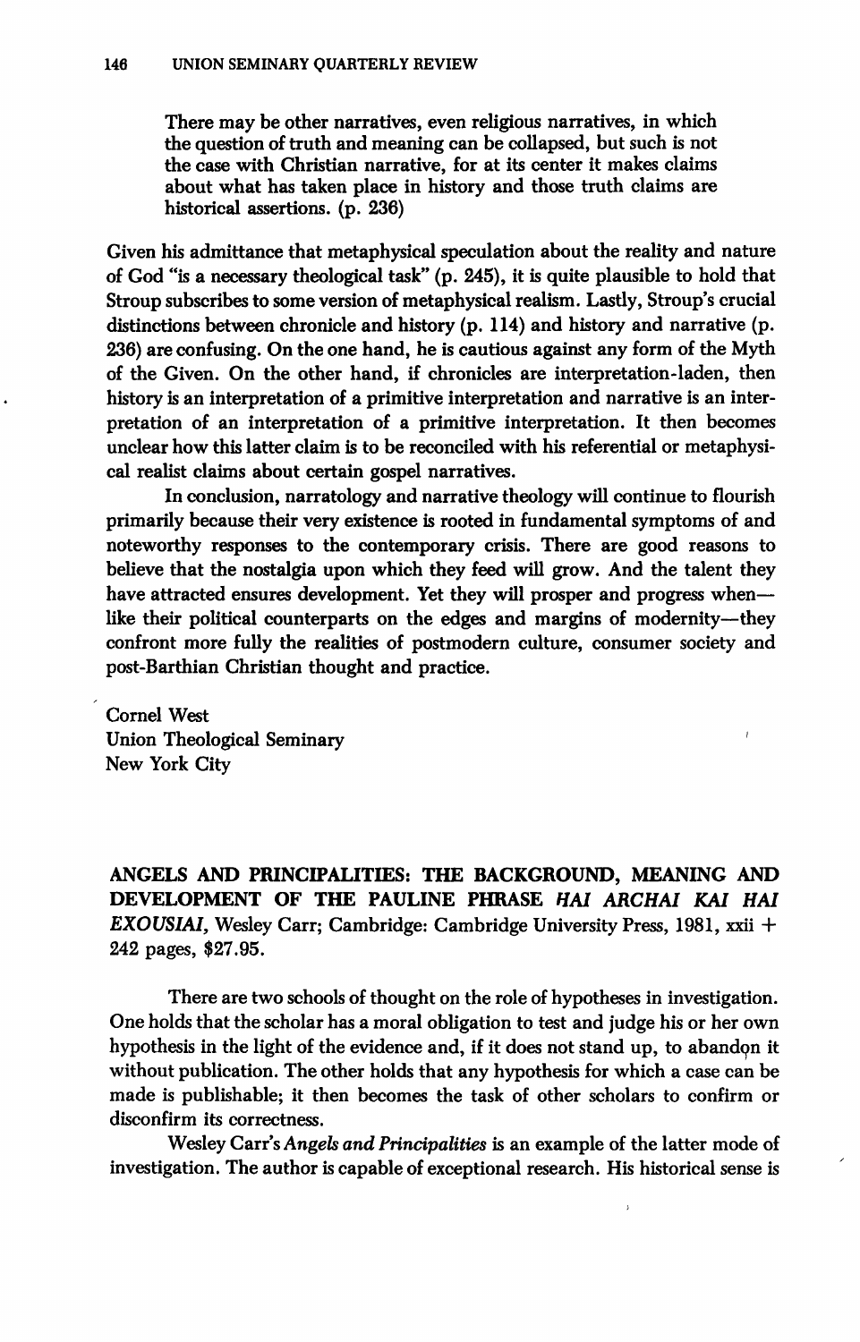> There may be other narratives, even religious narratives, in which the question of truth and meaning can be collapsed, but such is not the case with Christian narrative, for at its center it makes claims about what has taken place in history and those truth claims are historical assertions. (p. 236)

Given his admittance that metaphysical speculation about the reality and nature of God "is a necessary theological task" (p. 245), it is quite plausible to hold that Stroup subscribes to some version of metaphysical realism. Lastly, Stroup's crucial distinctions between chronicle and history (p. 114) and history and narrative (p. 236) are confusing. On the one hand, he is cautious against any form of the Myth of the Given. On the other hand, if chronicles are interpretation-laden, then history is an interpretation of a primitive interpretation and narrative is an interpretation of an interpretation of a primitive interpretation. It then becomes unclear how this latter claim is to be reconciled with his referential or metaphysical realist claims about certain gospel narratives.

In conclusion, narratology and narrative theology will continue to flourish primarily because their very existence is rooted in fundamental symptoms of and noteworthy responses to the contemporary crisis. There are good reasons to believe that the nostalgia upon which they feed will grow. And the talent they have attracted ensures development. Yet they will prosper and progress when—like their political counterparts on the edges and margins of modernity—they confront more fully the realities of postmodern culture, consumer society and post-Barthian Christian thought and practice.

Cornel West
Union Theological Seminary
New York City

**ANGELS AND PRINCIPALITIES: THE BACKGROUND, MEANING AND DEVELOPMENT OF THE PAULINE PHRASE *HAI ARCHAI KAI HAI EXOUSIAI*,** Wesley Carr; Cambridge: Cambridge University Press, 1981, xxii + 242 pages, $27.95.

There are two schools of thought on the role of hypotheses in investigation. One holds that the scholar has a moral obligation to test and judge his or her own hypothesis in the light of the evidence and, if it does not stand up, to abandon it without publication. The other holds that any hypothesis for which a case can be made is publishable; it then becomes the task of other scholars to confirm or disconfirm its correctness.

Wesley Carr's *Angels and Principalities* is an example of the latter mode of investigation. The author is capable of exceptional research. His historical sense is